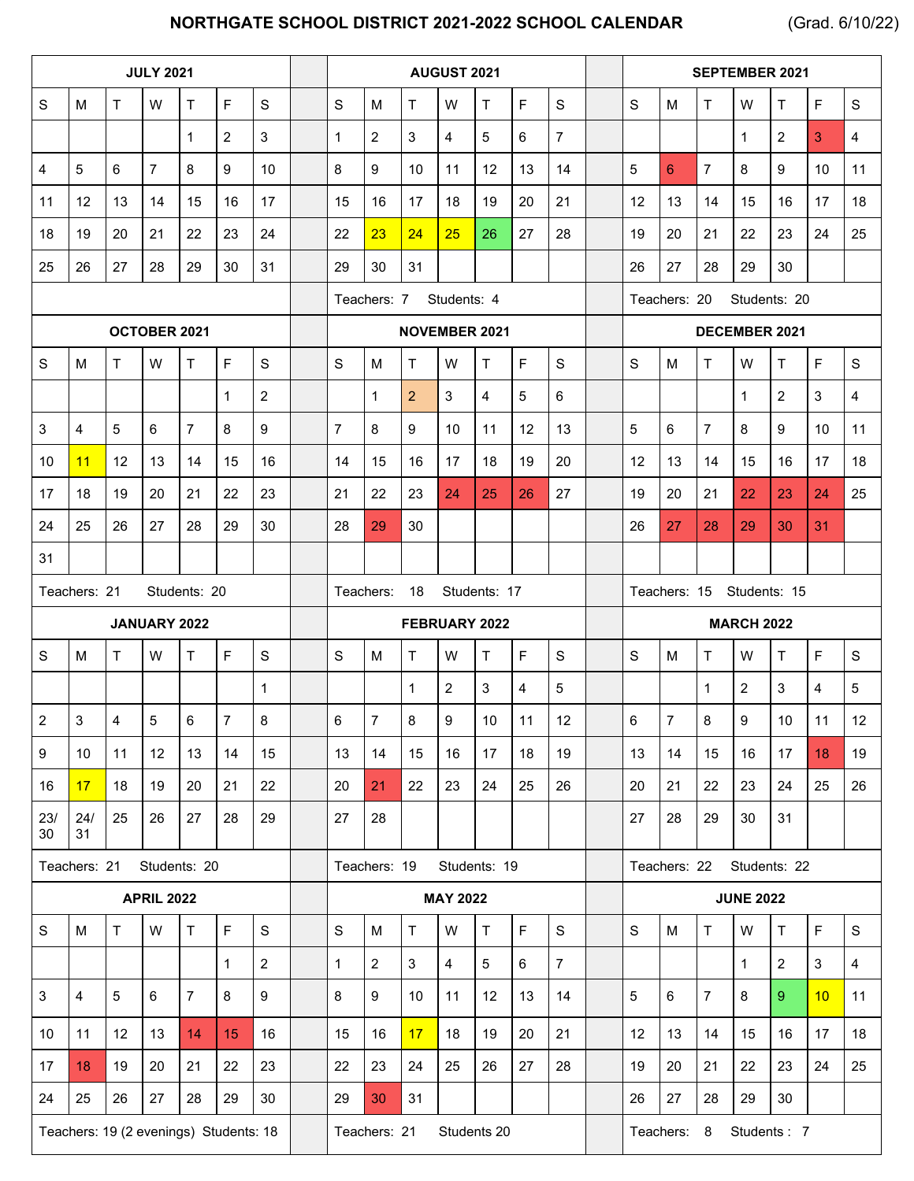# NORTHGATE SCHOOL DISTRICT 2021-2022 SCHOOL CALENDAR

(Grad. 6/10/22)

### JULY 2021

| S | M | T | W | T | F | S |
|---|---|---|---|---|---|---|
| | | | | 1 | 2 | 3 |
| 4 | 5 | 6 | 7 | 8 | 9 | 10 |
| 11 | 12 | 13 | 14 | 15 | 16 | 17 |
| 18 | 19 | 20 | 21 | 22 | 23 | 24 |
| 25 | 26 | 27 | 28 | 29 | 30 | 31 |

### AUGUST 2021

| S | M | T | W | T | F | S |
|---|---|---|---|---|---|---|
| 1 | 2 | 3 | 4 | 5 | 6 | 7 |
| 8 | 9 | 10 | 11 | 12 | 13 | 14 |
| 15 | 16 | 17 | 18 | 19 | 20 | 21 |
| 22 | 23 | 24 | 25 | 26 | 27 | 28 |
| 29 | 30 | 31 | | | | |

Teachers: 7 Students: 4

### SEPTEMBER 2021

| S | M | T | W | T | F | S |
|---|---|---|---|---|---|---|
| | | | 1 | 2 | 3 | 4 |
| 5 | 6 | 7 | 8 | 9 | 10 | 11 |
| 12 | 13 | 14 | 15 | 16 | 17 | 18 |
| 19 | 20 | 21 | 22 | 23 | 24 | 25 |
| 26 | 27 | 28 | 29 | 30 | | |

Teachers: 20 Students: 20

### OCTOBER 2021

| S | M | T | W | T | F | S |
|---|---|---|---|---|---|---|
| | | | | | 1 | 2 |
| 3 | 4 | 5 | 6 | 7 | 8 | 9 |
| 10 | 11 | 12 | 13 | 14 | 15 | 16 |
| 17 | 18 | 19 | 20 | 21 | 22 | 23 |
| 24 | 25 | 26 | 27 | 28 | 29 | 30 |
| 31 | | | | | | |

Teachers: 21 Students: 20

### NOVEMBER 2021

| S | M | T | W | T | F | S |
|---|---|---|---|---|---|---|
| | 1 | 2 | 3 | 4 | 5 | 6 |
| 7 | 8 | 9 | 10 | 11 | 12 | 13 |
| 14 | 15 | 16 | 17 | 18 | 19 | 20 |
| 21 | 22 | 23 | 24 | 25 | 26 | 27 |
| 28 | 29 | 30 | | | | |

Teachers: 18 Students: 17

### DECEMBER 2021

| S | M | T | W | T | F | S |
|---|---|---|---|---|---|---|
| | | | 1 | 2 | 3 | 4 |
| 5 | 6 | 7 | 8 | 9 | 10 | 11 |
| 12 | 13 | 14 | 15 | 16 | 17 | 18 |
| 19 | 20 | 21 | 22 | 23 | 24 | 25 |
| 26 | 27 | 28 | 29 | 30 | 31 | |

Teachers: 15 Students: 15

### JANUARY 2022

| S | M | T | W | T | F | S |
|---|---|---|---|---|---|---|
| | | | | | | 1 |
| 2 | 3 | 4 | 5 | 6 | 7 | 8 |
| 9 | 10 | 11 | 12 | 13 | 14 | 15 |
| 16 | 17 | 18 | 19 | 20 | 21 | 22 |
| 23/30 | 24/31 | 25 | 26 | 27 | 28 | 29 |

Teachers: 21 Students: 20

### FEBRUARY 2022

| S | M | T | W | T | F | S |
|---|---|---|---|---|---|---|
| | | 1 | 2 | 3 | 4 | 5 |
| 6 | 7 | 8 | 9 | 10 | 11 | 12 |
| 13 | 14 | 15 | 16 | 17 | 18 | 19 |
| 20 | 21 | 22 | 23 | 24 | 25 | 26 |
| 27 | 28 | | | | | |

Teachers: 19 Students: 19

### MARCH 2022

| S | M | T | W | T | F | S |
|---|---|---|---|---|---|---|
| | | 1 | 2 | 3 | 4 | 5 |
| 6 | 7 | 8 | 9 | 10 | 11 | 12 |
| 13 | 14 | 15 | 16 | 17 | 18 | 19 |
| 20 | 21 | 22 | 23 | 24 | 25 | 26 |
| 27 | 28 | 29 | 30 | 31 | | |

Teachers: 22 Students: 22

### APRIL 2022

| S | M | T | W | T | F | S |
|---|---|---|---|---|---|---|
| | | | | | 1 | 2 |
| 3 | 4 | 5 | 6 | 7 | 8 | 9 |
| 10 | 11 | 12 | 13 | 14 | 15 | 16 |
| 17 | 18 | 19 | 20 | 21 | 22 | 23 |
| 24 | 25 | 26 | 27 | 28 | 29 | 30 |

Teachers: 19 (2 evenings) Students: 18

### MAY 2022

| S | M | T | W | T | F | S |
|---|---|---|---|---|---|---|
| 1 | 2 | 3 | 4 | 5 | 6 | 7 |
| 8 | 9 | 10 | 11 | 12 | 13 | 14 |
| 15 | 16 | 17 | 18 | 19 | 20 | 21 |
| 22 | 23 | 24 | 25 | 26 | 27 | 28 |
| 29 | 30 | 31 | | | | |

Teachers: 21 Students 20

### JUNE 2022

| S | M | T | W | T | F | S |
|---|---|---|---|---|---|---|
| | | | 1 | 2 | 3 | 4 |
| 5 | 6 | 7 | 8 | 9 | 10 | 11 |
| 12 | 13 | 14 | 15 | 16 | 17 | 18 |
| 19 | 20 | 21 | 22 | 23 | 24 | 25 |
| 26 | 27 | 28 | 29 | 30 | | |

Teachers: 8 Students : 7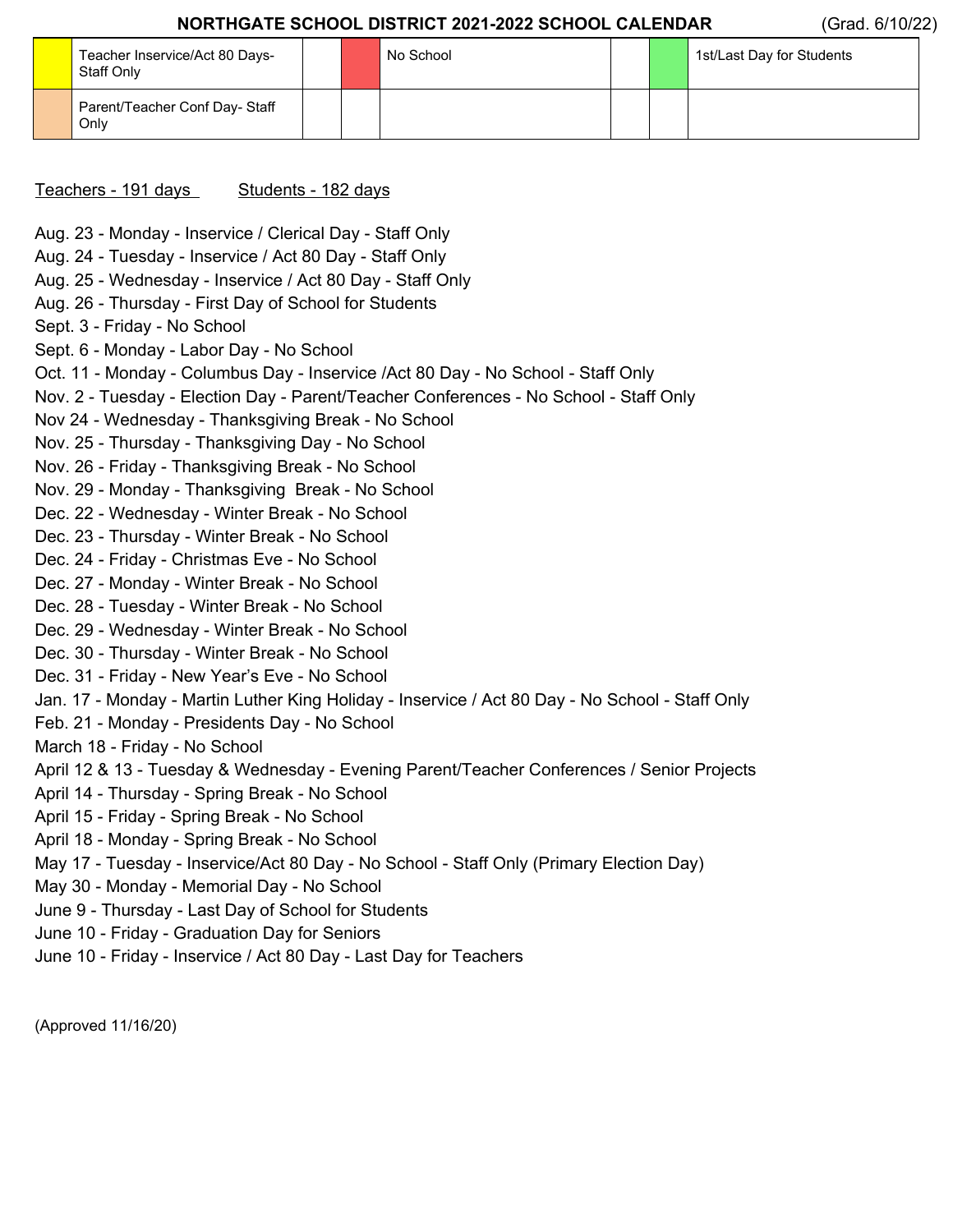# NORTHGATE SCHOOL DISTRICT 2021-2022 SCHOOL CALENDAR

(Grad. 6/10/22)

| | | | | | | | |
|---|---|---|---|---|---|---|---|
| | Teacher Inservice/Act 80 Days- Staff Only | | | No School | | | 1st/Last Day for Students |
| | Parent/Teacher Conf Day- Staff Only | | | | | | |

Teachers - 191 days  Students - 182 days

Aug. 23 - Monday - Inservice / Clerical Day - Staff Only
Aug. 24 - Tuesday - Inservice / Act 80 Day - Staff Only
Aug. 25 - Wednesday - Inservice / Act 80 Day - Staff Only
Aug. 26 - Thursday - First Day of School for Students
Sept. 3 - Friday - No School
Sept. 6 - Monday - Labor Day - No School
Oct. 11 - Monday - Columbus Day - Inservice /Act 80 Day - No School - Staff Only
Nov. 2 - Tuesday - Election Day - Parent/Teacher Conferences - No School - Staff Only
Nov 24 - Wednesday - Thanksgiving Break - No School
Nov. 25 - Thursday - Thanksgiving Day - No School
Nov. 26 - Friday - Thanksgiving Break - No School
Nov. 29 - Monday - Thanksgiving Break - No School
Dec. 22 - Wednesday - Winter Break - No School
Dec. 23 - Thursday - Winter Break - No School
Dec. 24 - Friday - Christmas Eve - No School
Dec. 27 - Monday - Winter Break - No School
Dec. 28 - Tuesday - Winter Break - No School
Dec. 29 - Wednesday - Winter Break - No School
Dec. 30 - Thursday - Winter Break - No School
Dec. 31 - Friday - New Year's Eve - No School
Jan. 17 - Monday - Martin Luther King Holiday - Inservice / Act 80 Day - No School - Staff Only
Feb. 21 - Monday - Presidents Day - No School
March 18 - Friday - No School
April 12 & 13 - Tuesday & Wednesday - Evening Parent/Teacher Conferences / Senior Projects
April 14 - Thursday - Spring Break - No School
April 15 - Friday - Spring Break - No School
April 18 - Monday - Spring Break - No School
May 17 - Tuesday - Inservice/Act 80 Day - No School - Staff Only (Primary Election Day)
May 30 - Monday - Memorial Day - No School
June 9 - Thursday - Last Day of School for Students
June 10 - Friday - Graduation Day for Seniors
June 10 - Friday - Inservice / Act 80 Day - Last Day for Teachers

(Approved 11/16/20)